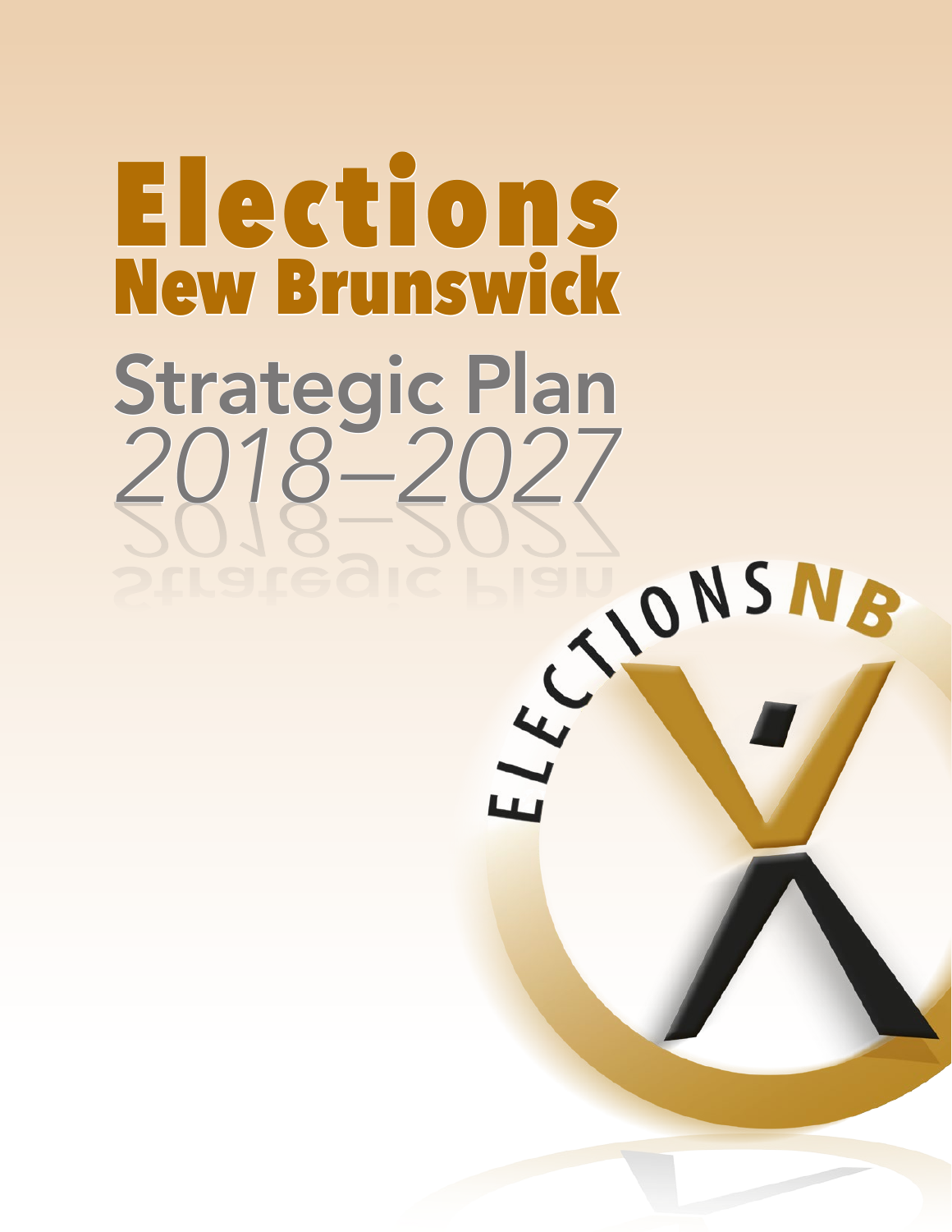# Elections New Brunswick

## Strategic Plan

*2018–2027*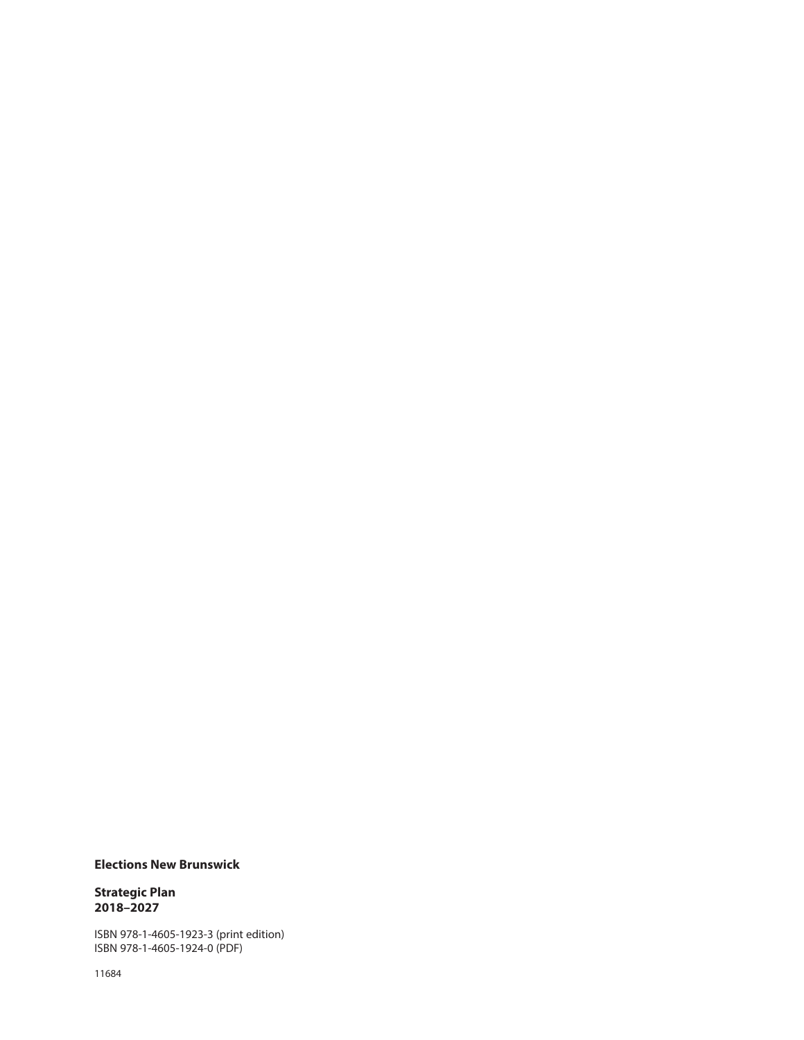**Elections New Brunswick**

**Strategic Plan**
**2018–2027**

ISBN 978-1-4605-1923-3 (print edition)
ISBN 978-1-4605-1924-0 (PDF)

11684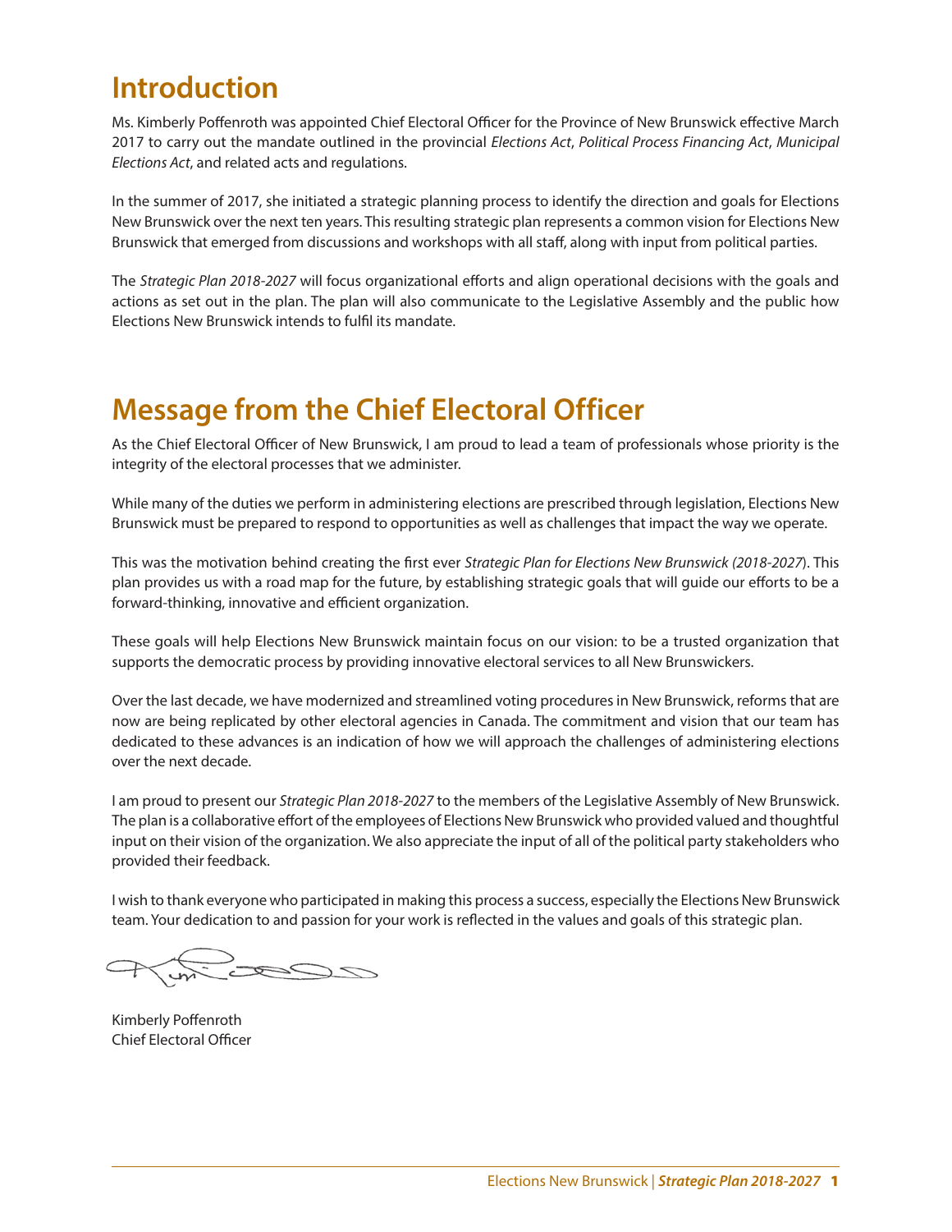# Introduction

Ms. Kimberly Poffenroth was appointed Chief Electoral Officer for the Province of New Brunswick effective March 2017 to carry out the mandate outlined in the provincial *Elections Act*, *Political Process Financing Act*, *Municipal Elections Act*, and related acts and regulations.

In the summer of 2017, she initiated a strategic planning process to identify the direction and goals for Elections New Brunswick over the next ten years. This resulting strategic plan represents a common vision for Elections New Brunswick that emerged from discussions and workshops with all staff, along with input from political parties.

The *Strategic Plan 2018-2027* will focus organizational efforts and align operational decisions with the goals and actions as set out in the plan. The plan will also communicate to the Legislative Assembly and the public how Elections New Brunswick intends to fulfil its mandate.

# Message from the Chief Electoral Officer

As the Chief Electoral Officer of New Brunswick, I am proud to lead a team of professionals whose priority is the integrity of the electoral processes that we administer.

While many of the duties we perform in administering elections are prescribed through legislation, Elections New Brunswick must be prepared to respond to opportunities as well as challenges that impact the way we operate.

This was the motivation behind creating the first ever *Strategic Plan for Elections New Brunswick (2018-2027*). This plan provides us with a road map for the future, by establishing strategic goals that will guide our efforts to be a forward-thinking, innovative and efficient organization.

These goals will help Elections New Brunswick maintain focus on our vision: to be a trusted organization that supports the democratic process by providing innovative electoral services to all New Brunswickers.

Over the last decade, we have modernized and streamlined voting procedures in New Brunswick, reforms that are now are being replicated by other electoral agencies in Canada. The commitment and vision that our team has dedicated to these advances is an indication of how we will approach the challenges of administering elections over the next decade.

I am proud to present our *Strategic Plan 2018-2027* to the members of the Legislative Assembly of New Brunswick. The plan is a collaborative effort of the employees of Elections New Brunswick who provided valued and thoughtful input on their vision of the organization. We also appreciate the input of all of the political party stakeholders who provided their feedback.

I wish to thank everyone who participated in making this process a success, especially the Elections New Brunswick team. Your dedication to and passion for your work is reflected in the values and goals of this strategic plan.

Kimberly Poffenroth
Chief Electoral Officer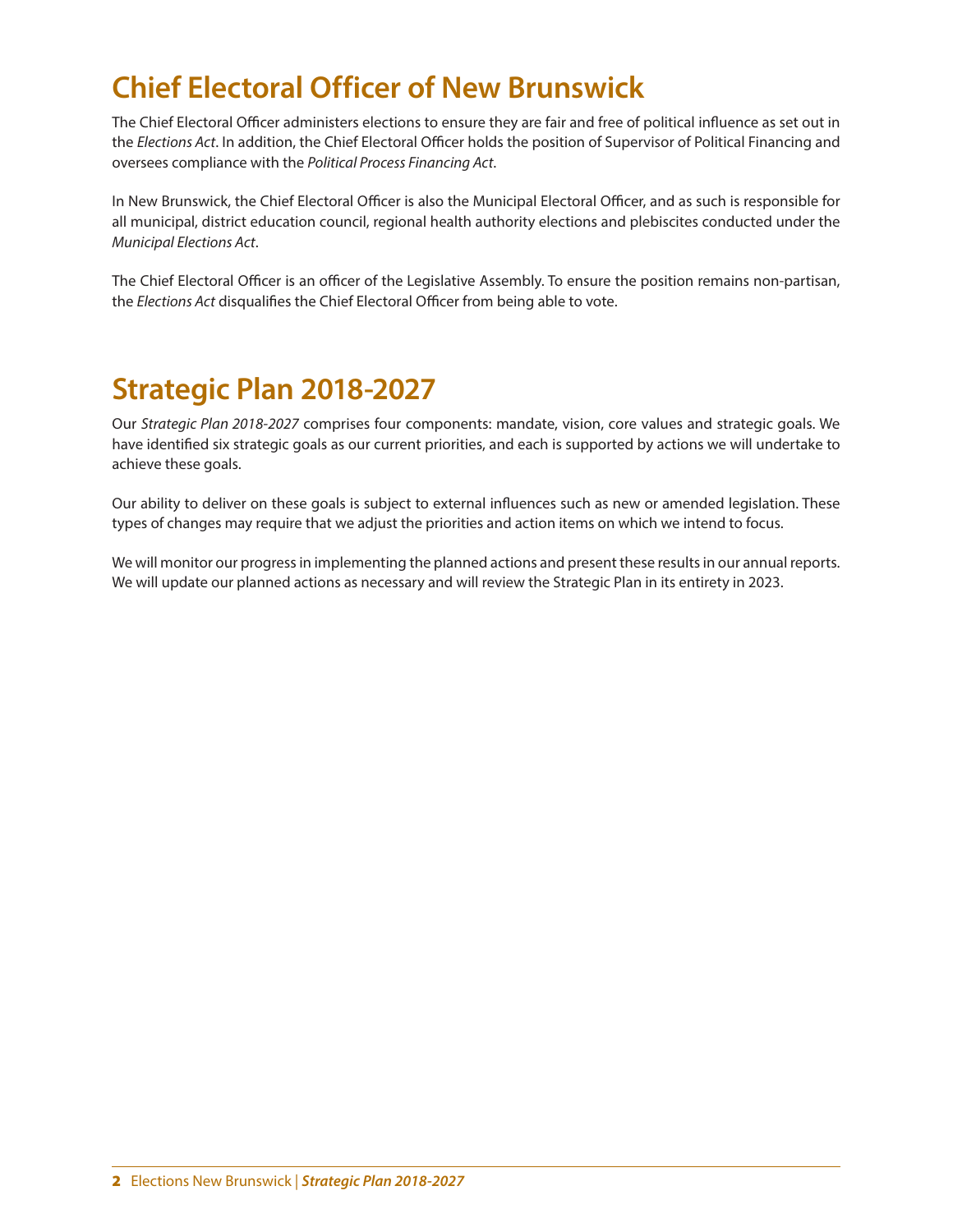# Chief Electoral Officer of New Brunswick

The Chief Electoral Officer administers elections to ensure they are fair and free of political influence as set out in the *Elections Act*. In addition, the Chief Electoral Officer holds the position of Supervisor of Political Financing and oversees compliance with the *Political Process Financing Act*.

In New Brunswick, the Chief Electoral Officer is also the Municipal Electoral Officer, and as such is responsible for all municipal, district education council, regional health authority elections and plebiscites conducted under the *Municipal Elections Act*.

The Chief Electoral Officer is an officer of the Legislative Assembly. To ensure the position remains non-partisan, the *Elections Act* disqualifies the Chief Electoral Officer from being able to vote.

# Strategic Plan 2018-2027

Our *Strategic Plan 2018-2027* comprises four components: mandate, vision, core values and strategic goals. We have identified six strategic goals as our current priorities, and each is supported by actions we will undertake to achieve these goals.

Our ability to deliver on these goals is subject to external influences such as new or amended legislation. These types of changes may require that we adjust the priorities and action items on which we intend to focus.

We will monitor our progress in implementing the planned actions and present these results in our annual reports. We will update our planned actions as necessary and will review the Strategic Plan in its entirety in 2023.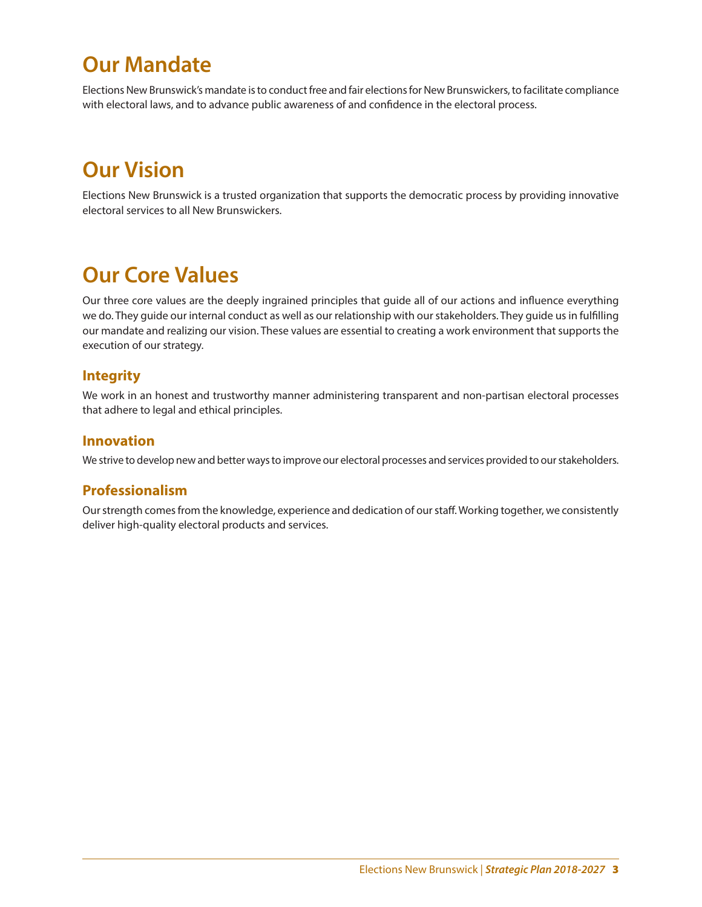# Our Mandate

Elections New Brunswick's mandate is to conduct free and fair elections for New Brunswickers, to facilitate compliance with electoral laws, and to advance public awareness of and confidence in the electoral process.

# Our Vision

Elections New Brunswick is a trusted organization that supports the democratic process by providing innovative electoral services to all New Brunswickers.

# Our Core Values

Our three core values are the deeply ingrained principles that guide all of our actions and influence everything we do. They guide our internal conduct as well as our relationship with our stakeholders. They guide us in fulfilling our mandate and realizing our vision. These values are essential to creating a work environment that supports the execution of our strategy.

## Integrity

We work in an honest and trustworthy manner administering transparent and non-partisan electoral processes that adhere to legal and ethical principles.

## Innovation

We strive to develop new and better ways to improve our electoral processes and services provided to our stakeholders.

## Professionalism

Our strength comes from the knowledge, experience and dedication of our staff. Working together, we consistently deliver high-quality electoral products and services.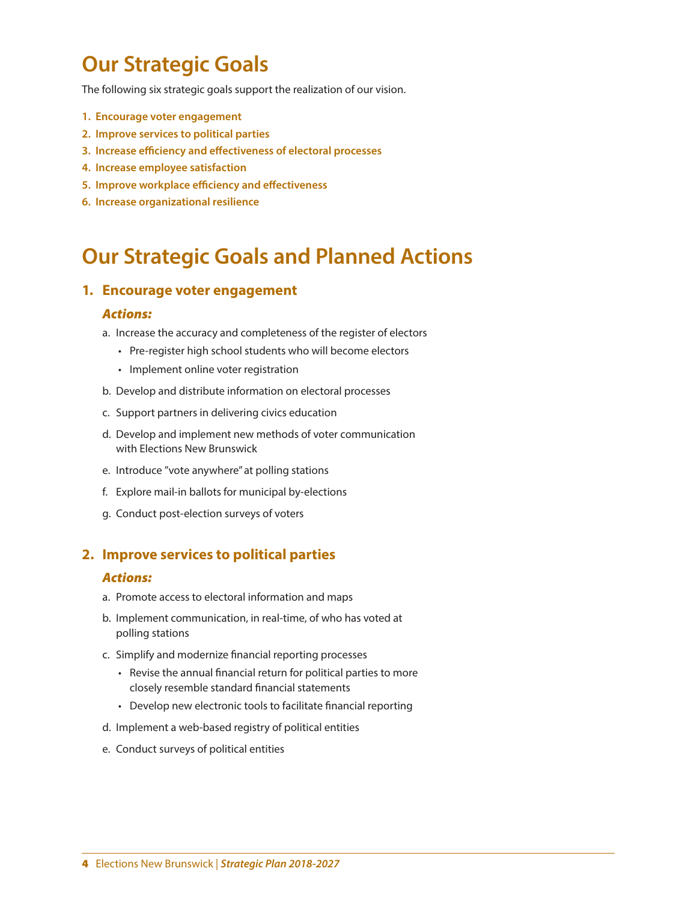# Our Strategic Goals

The following six strategic goals support the realization of our vision.

1. **Encourage voter engagement**
2. **Improve services to political parties**
3. **Increase efficiency and effectiveness of electoral processes**
4. **Increase employee satisfaction**
5. **Improve workplace efficiency and effectiveness**
6. **Increase organizational resilience**

# Our Strategic Goals and Planned Actions

## 1. Encourage voter engagement

### *Actions:*

a. Increase the accuracy and completeness of the register of electors
   - Pre-register high school students who will become electors
   - Implement online voter registration

b. Develop and distribute information on electoral processes

c. Support partners in delivering civics education

d. Develop and implement new methods of voter communication with Elections New Brunswick

e. Introduce "vote anywhere" at polling stations

f. Explore mail-in ballots for municipal by-elections

g. Conduct post-election surveys of voters

## 2. Improve services to political parties

### *Actions:*

a. Promote access to electoral information and maps

b. Implement communication, in real-time, of who has voted at polling stations

c. Simplify and modernize financial reporting processes
   - Revise the annual financial return for political parties to more closely resemble standard financial statements
   - Develop new electronic tools to facilitate financial reporting

d. Implement a web-based registry of political entities

e. Conduct surveys of political entities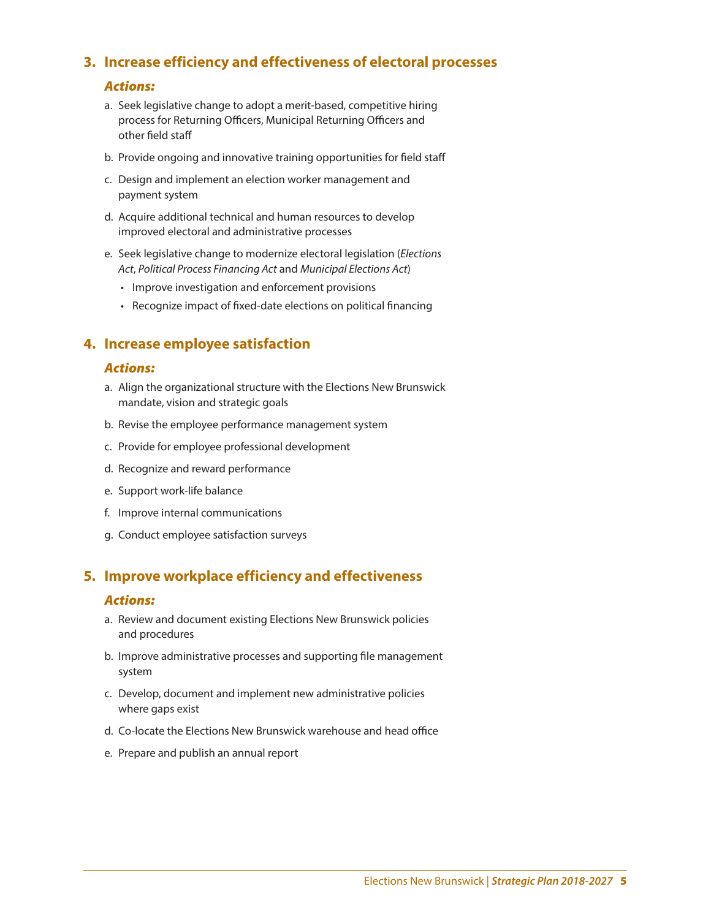## 3. Increase efficiency and effectiveness of electoral processes

### *Actions:*

a. Seek legislative change to adopt a merit-based, competitive hiring process for Returning Officers, Municipal Returning Officers and other field staff

b. Provide ongoing and innovative training opportunities for field staff

c. Design and implement an election worker management and payment system

d. Acquire additional technical and human resources to develop improved electoral and administrative processes

e. Seek legislative change to modernize electoral legislation (*Elections Act*, *Political Process Financing Act* and *Municipal Elections Act*)

- Improve investigation and enforcement provisions
- Recognize impact of fixed-date elections on political financing

## 4. Increase employee satisfaction

### *Actions:*

a. Align the organizational structure with the Elections New Brunswick mandate, vision and strategic goals

b. Revise the employee performance management system

c. Provide for employee professional development

d. Recognize and reward performance

e. Support work-life balance

f. Improve internal communications

g. Conduct employee satisfaction surveys

## 5. Improve workplace efficiency and effectiveness

### *Actions:*

a. Review and document existing Elections New Brunswick policies and procedures

b. Improve administrative processes and supporting file management system

c. Develop, document and implement new administrative policies where gaps exist

d. Co-locate the Elections New Brunswick warehouse and head office

e. Prepare and publish an annual report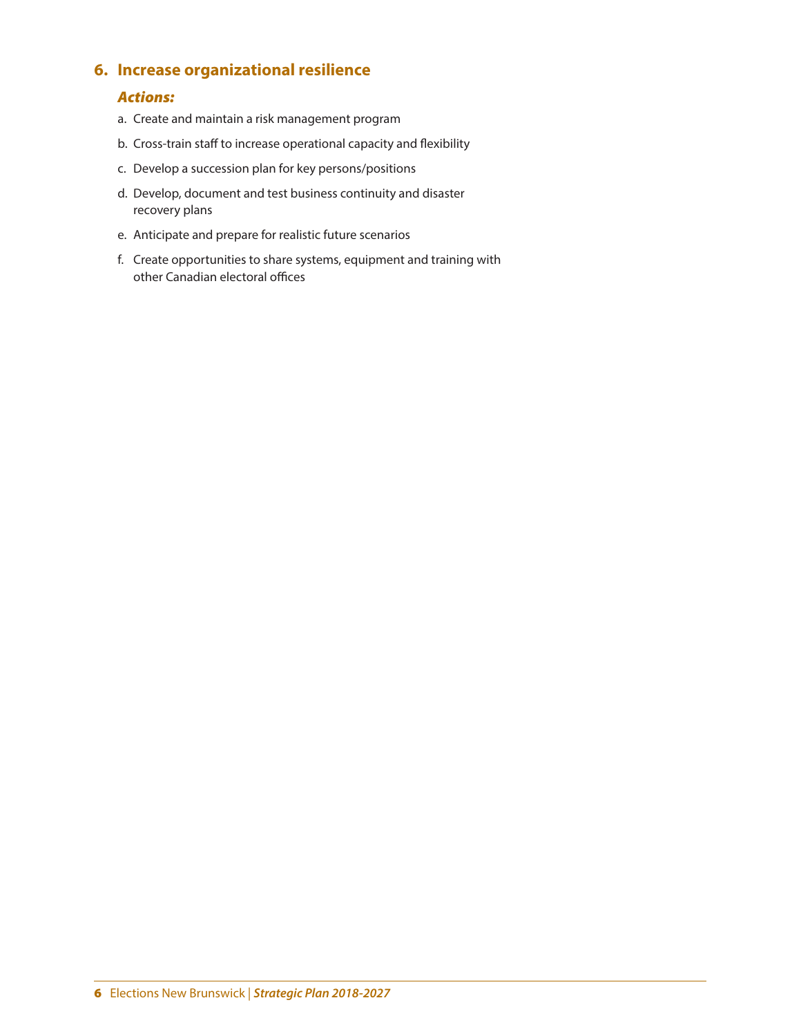## 6. Increase organizational resilience

### *Actions:*

a. Create and maintain a risk management program

b. Cross-train staff to increase operational capacity and flexibility

c. Develop a succession plan for key persons/positions

d. Develop, document and test business continuity and disaster recovery plans

e. Anticipate and prepare for realistic future scenarios

f. Create opportunities to share systems, equipment and training with other Canadian electoral offices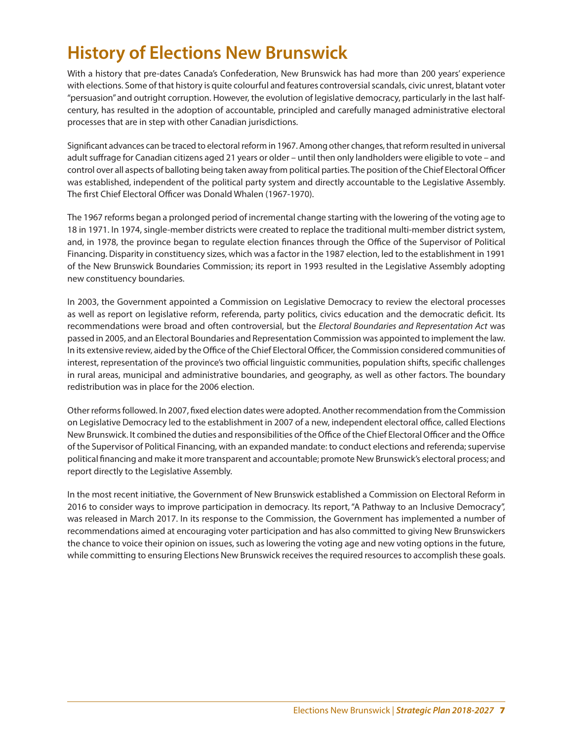# History of Elections New Brunswick

With a history that pre-dates Canada's Confederation, New Brunswick has had more than 200 years' experience with elections. Some of that history is quite colourful and features controversial scandals, civic unrest, blatant voter "persuasion" and outright corruption. However, the evolution of legislative democracy, particularly in the last half-century, has resulted in the adoption of accountable, principled and carefully managed administrative electoral processes that are in step with other Canadian jurisdictions.

Significant advances can be traced to electoral reform in 1967. Among other changes, that reform resulted in universal adult suffrage for Canadian citizens aged 21 years or older – until then only landholders were eligible to vote – and control over all aspects of balloting being taken away from political parties. The position of the Chief Electoral Officer was established, independent of the political party system and directly accountable to the Legislative Assembly. The first Chief Electoral Officer was Donald Whalen (1967-1970).

The 1967 reforms began a prolonged period of incremental change starting with the lowering of the voting age to 18 in 1971. In 1974, single-member districts were created to replace the traditional multi-member district system, and, in 1978, the province began to regulate election finances through the Office of the Supervisor of Political Financing. Disparity in constituency sizes, which was a factor in the 1987 election, led to the establishment in 1991 of the New Brunswick Boundaries Commission; its report in 1993 resulted in the Legislative Assembly adopting new constituency boundaries.

In 2003, the Government appointed a Commission on Legislative Democracy to review the electoral processes as well as report on legislative reform, referenda, party politics, civics education and the democratic deficit. Its recommendations were broad and often controversial, but the *Electoral Boundaries and Representation Act* was passed in 2005, and an Electoral Boundaries and Representation Commission was appointed to implement the law. In its extensive review, aided by the Office of the Chief Electoral Officer, the Commission considered communities of interest, representation of the province's two official linguistic communities, population shifts, specific challenges in rural areas, municipal and administrative boundaries, and geography, as well as other factors. The boundary redistribution was in place for the 2006 election.

Other reforms followed. In 2007, fixed election dates were adopted. Another recommendation from the Commission on Legislative Democracy led to the establishment in 2007 of a new, independent electoral office, called Elections New Brunswick. It combined the duties and responsibilities of the Office of the Chief Electoral Officer and the Office of the Supervisor of Political Financing, with an expanded mandate: to conduct elections and referenda; supervise political financing and make it more transparent and accountable; promote New Brunswick's electoral process; and report directly to the Legislative Assembly.

In the most recent initiative, the Government of New Brunswick established a Commission on Electoral Reform in 2016 to consider ways to improve participation in democracy. Its report, "A Pathway to an Inclusive Democracy", was released in March 2017. In its response to the Commission, the Government has implemented a number of recommendations aimed at encouraging voter participation and has also committed to giving New Brunswickers the chance to voice their opinion on issues, such as lowering the voting age and new voting options in the future, while committing to ensuring Elections New Brunswick receives the required resources to accomplish these goals.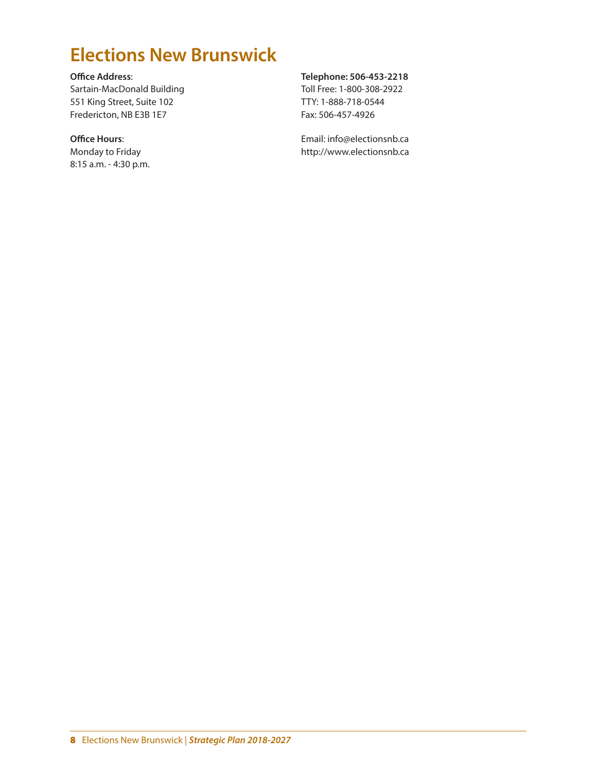# Elections New Brunswick

**Office Address**:
Sartain-MacDonald Building
551 King Street, Suite 102
Fredericton, NB E3B 1E7

**Office Hours**:
Monday to Friday
8:15 a.m. - 4:30 p.m.

**Telephone: 506-453-2218**
Toll Free: 1-800-308-2922
TTY: 1-888-718-0544
Fax: 506-457-4926

Email: info@electionsnb.ca
http://www.electionsnb.ca